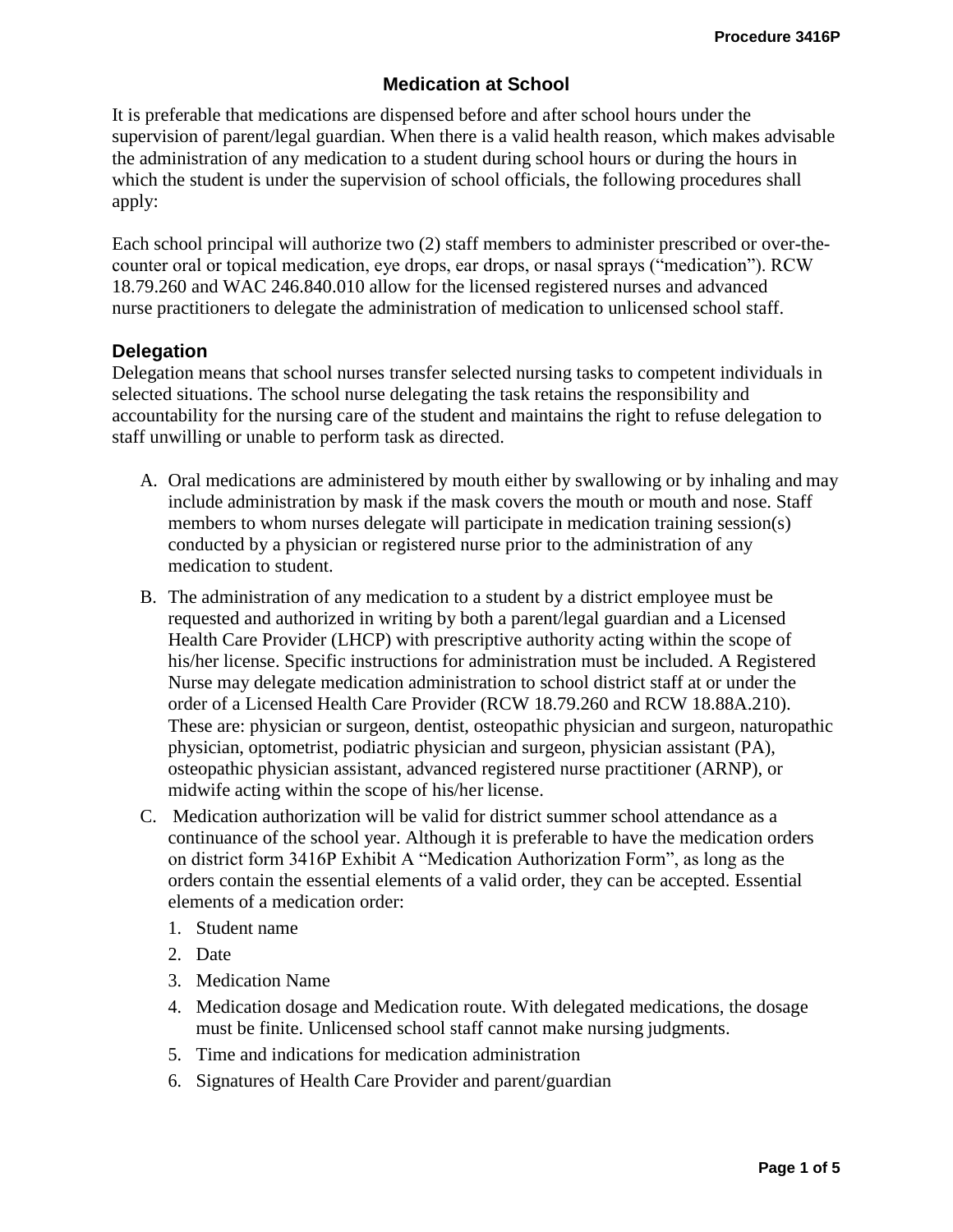# Medication at School

It is preferable that medications are dispensed before and after school hours under the supervision of parent/legal guardian. When there is a valid health reason, which makes advisable the administration of any medication to a student during school hours or during the hours in which the student is under the supervision of school officials, the following procedures shall apply:

Each school principal will authorize two (2) staff members to administer prescribed or over-the-counter oral or topical medication, eye drops, ear drops, or nasal sprays ("medication"). RCW 18.79.260 and WAC 246.840.010 allow for the licensed registered nurses and advanced nurse practitioners to delegate the administration of medication to unlicensed school staff.

## Delegation

Delegation means that school nurses transfer selected nursing tasks to competent individuals in selected situations. The school nurse delegating the task retains the responsibility and accountability for the nursing care of the student and maintains the right to refuse delegation to staff unwilling or unable to perform task as directed.

A. Oral medications are administered by mouth either by swallowing or by inhaling and may include administration by mask if the mask covers the mouth or mouth and nose. Staff members to whom nurses delegate will participate in medication training session(s) conducted by a physician or registered nurse prior to the administration of any medication to student.

B. The administration of any medication to a student by a district employee must be requested and authorized in writing by both a parent/legal guardian and a Licensed Health Care Provider (LHCP) with prescriptive authority acting within the scope of his/her license. Specific instructions for administration must be included. A Registered Nurse may delegate medication administration to school district staff at or under the order of a Licensed Health Care Provider (RCW 18.79.260 and RCW 18.88A.210). These are: physician or surgeon, dentist, osteopathic physician and surgeon, naturopathic physician, optometrist, podiatric physician and surgeon, physician assistant (PA), osteopathic physician assistant, advanced registered nurse practitioner (ARNP), or midwife acting within the scope of his/her license.

C. Medication authorization will be valid for district summer school attendance as a continuance of the school year. Although it is preferable to have the medication orders on district form 3416P Exhibit A "Medication Authorization Form", as long as the orders contain the essential elements of a valid order, they can be accepted. Essential elements of a medication order:

   1. Student name
   2. Date
   3. Medication Name
   4. Medication dosage and Medication route. With delegated medications, the dosage must be finite. Unlicensed school staff cannot make nursing judgments.
   5. Time and indications for medication administration
   6. Signatures of Health Care Provider and parent/guardian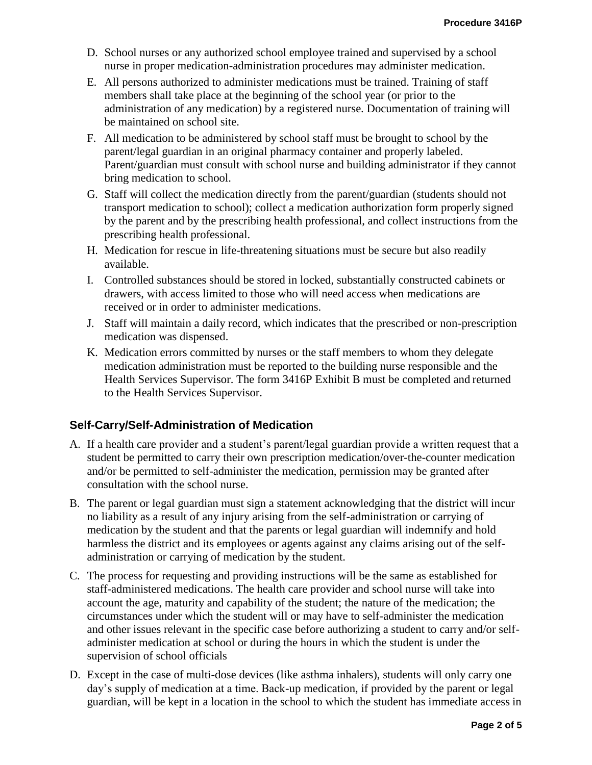D. School nurses or any authorized school employee trained and supervised by a school nurse in proper medication-administration procedures may administer medication.

E. All persons authorized to administer medications must be trained. Training of staff members shall take place at the beginning of the school year (or prior to the administration of any medication) by a registered nurse. Documentation of training will be maintained on school site.

F. All medication to be administered by school staff must be brought to school by the parent/legal guardian in an original pharmacy container and properly labeled. Parent/guardian must consult with school nurse and building administrator if they cannot bring medication to school.

G. Staff will collect the medication directly from the parent/guardian (students should not transport medication to school); collect a medication authorization form properly signed by the parent and by the prescribing health professional, and collect instructions from the prescribing health professional.

H. Medication for rescue in life-threatening situations must be secure but also readily available.

I. Controlled substances should be stored in locked, substantially constructed cabinets or drawers, with access limited to those who will need access when medications are received or in order to administer medications.

J. Staff will maintain a daily record, which indicates that the prescribed or non-prescription medication was dispensed.

K. Medication errors committed by nurses or the staff members to whom they delegate medication administration must be reported to the building nurse responsible and the Health Services Supervisor. The form 3416P Exhibit B must be completed and returned to the Health Services Supervisor.

## Self-Carry/Self-Administration of Medication

A. If a health care provider and a student's parent/legal guardian provide a written request that a student be permitted to carry their own prescription medication/over-the-counter medication and/or be permitted to self-administer the medication, permission may be granted after consultation with the school nurse.

B. The parent or legal guardian must sign a statement acknowledging that the district will incur no liability as a result of any injury arising from the self-administration or carrying of medication by the student and that the parents or legal guardian will indemnify and hold harmless the district and its employees or agents against any claims arising out of the self-administration or carrying of medication by the student.

C. The process for requesting and providing instructions will be the same as established for staff-administered medications. The health care provider and school nurse will take into account the age, maturity and capability of the student; the nature of the medication; the circumstances under which the student will or may have to self-administer the medication and other issues relevant in the specific case before authorizing a student to carry and/or self-administer medication at school or during the hours in which the student is under the supervision of school officials

D. Except in the case of multi-dose devices (like asthma inhalers), students will only carry one day's supply of medication at a time. Back-up medication, if provided by the parent or legal guardian, will be kept in a location in the school to which the student has immediate access in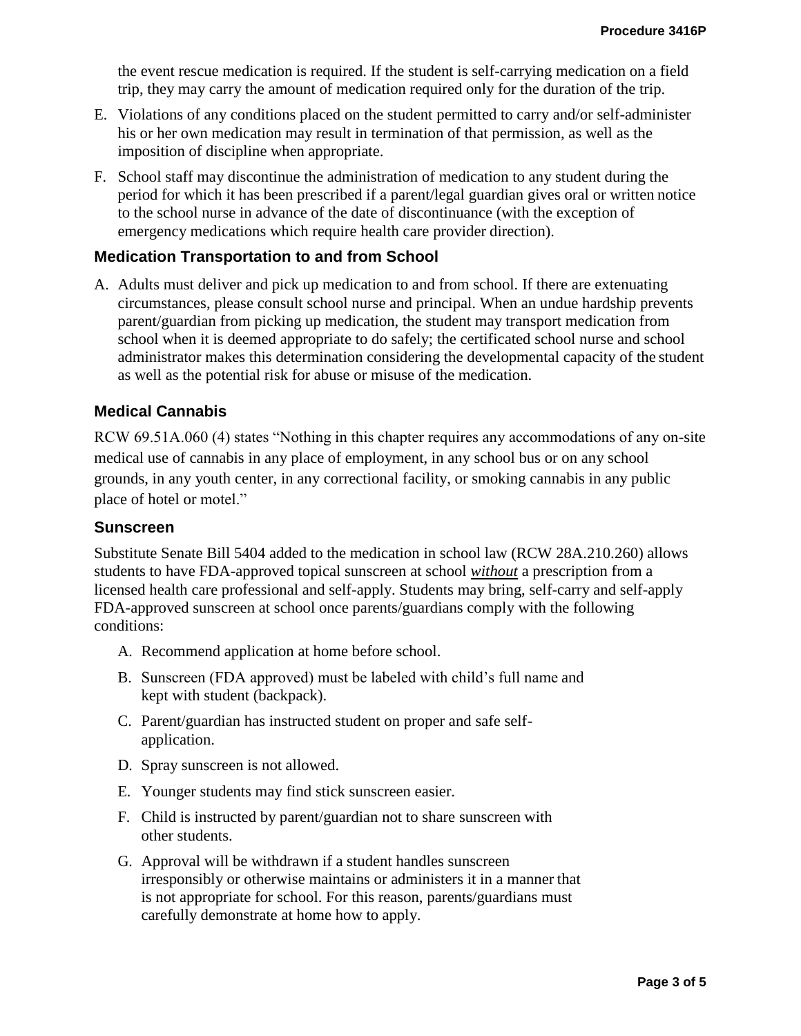the event rescue medication is required. If the student is self-carrying medication on a field trip, they may carry the amount of medication required only for the duration of the trip.

E. Violations of any conditions placed on the student permitted to carry and/or self-administer his or her own medication may result in termination of that permission, as well as the imposition of discipline when appropriate.

F. School staff may discontinue the administration of medication to any student during the period for which it has been prescribed if a parent/legal guardian gives oral or written notice to the school nurse in advance of the date of discontinuance (with the exception of emergency medications which require health care provider direction).

### Medication Transportation to and from School

A. Adults must deliver and pick up medication to and from school. If there are extenuating circumstances, please consult school nurse and principal. When an undue hardship prevents parent/guardian from picking up medication, the student may transport medication from school when it is deemed appropriate to do safely; the certificated school nurse and school administrator makes this determination considering the developmental capacity of the student as well as the potential risk for abuse or misuse of the medication.

### Medical Cannabis

RCW 69.51A.060 (4) states "Nothing in this chapter requires any accommodations of any on-site medical use of cannabis in any place of employment, in any school bus or on any school grounds, in any youth center, in any correctional facility, or smoking cannabis in any public place of hotel or motel."

### Sunscreen

Substitute Senate Bill 5404 added to the medication in school law (RCW 28A.210.260) allows students to have FDA-approved topical sunscreen at school ***without*** a prescription from a licensed health care professional and self-apply. Students may bring, self-carry and self-apply FDA-approved sunscreen at school once parents/guardians comply with the following conditions:

A. Recommend application at home before school.

B. Sunscreen (FDA approved) must be labeled with child's full name and kept with student (backpack).

C. Parent/guardian has instructed student on proper and safe self-application.

D. Spray sunscreen is not allowed.

E. Younger students may find stick sunscreen easier.

F. Child is instructed by parent/guardian not to share sunscreen with other students.

G. Approval will be withdrawn if a student handles sunscreen irresponsibly or otherwise maintains or administers it in a manner that is not appropriate for school. For this reason, parents/guardians must carefully demonstrate at home how to apply.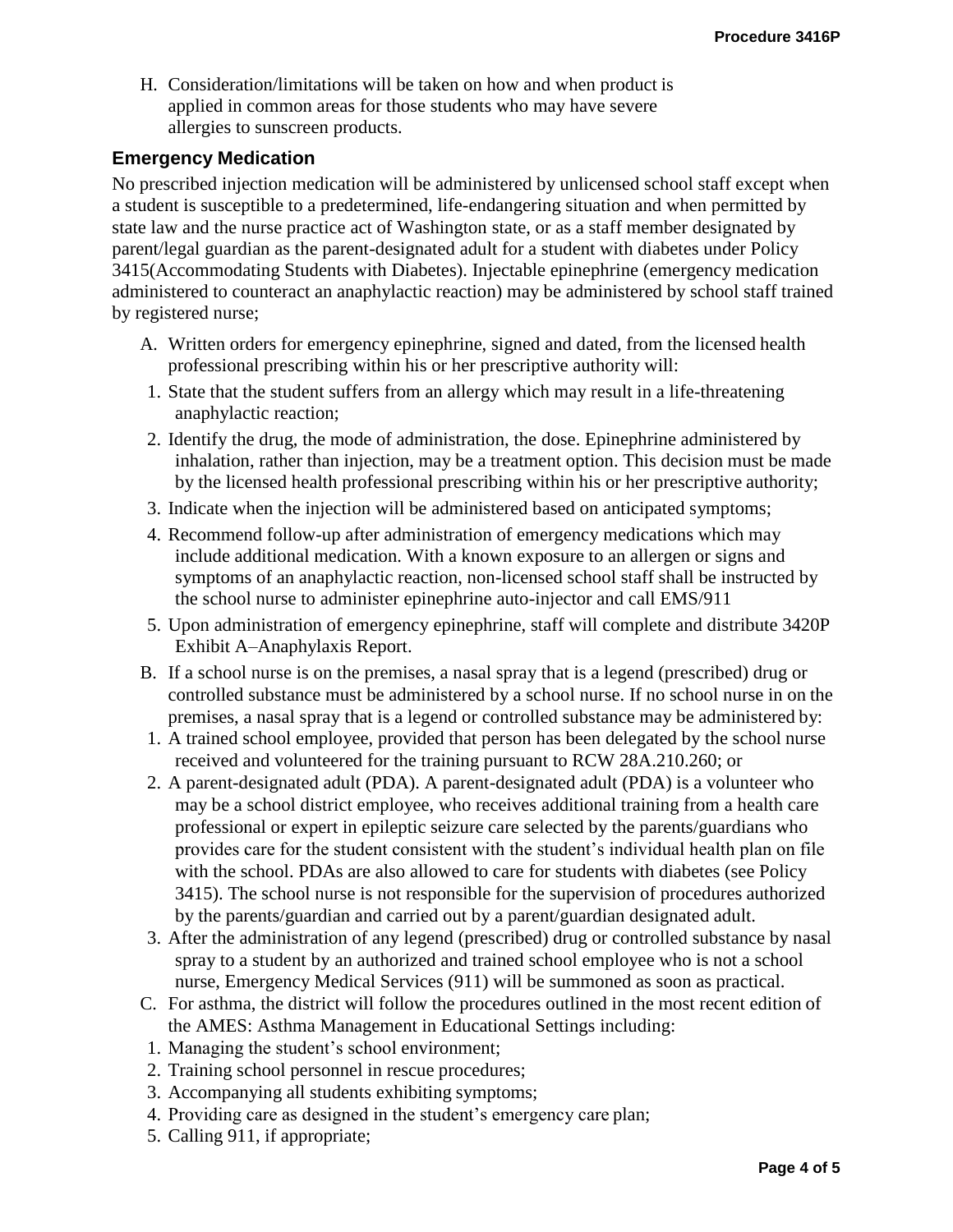H. Consideration/limitations will be taken on how and when product is applied in common areas for those students who may have severe allergies to sunscreen products.

## Emergency Medication

No prescribed injection medication will be administered by unlicensed school staff except when a student is susceptible to a predetermined, life-endangering situation and when permitted by state law and the nurse practice act of Washington state, or as a staff member designated by parent/legal guardian as the parent-designated adult for a student with diabetes under Policy 3415(Accommodating Students with Diabetes). Injectable epinephrine (emergency medication administered to counteract an anaphylactic reaction) may be administered by school staff trained by registered nurse;

A. Written orders for emergency epinephrine, signed and dated, from the licensed health professional prescribing within his or her prescriptive authority will:
  1. State that the student suffers from an allergy which may result in a life-threatening anaphylactic reaction;
  2. Identify the drug, the mode of administration, the dose. Epinephrine administered by inhalation, rather than injection, may be a treatment option. This decision must be made by the licensed health professional prescribing within his or her prescriptive authority;
  3. Indicate when the injection will be administered based on anticipated symptoms;
  4. Recommend follow-up after administration of emergency medications which may include additional medication. With a known exposure to an allergen or signs and symptoms of an anaphylactic reaction, non-licensed school staff shall be instructed by the school nurse to administer epinephrine auto-injector and call EMS/911
  5. Upon administration of emergency epinephrine, staff will complete and distribute 3420P Exhibit A–Anaphylaxis Report.

B. If a school nurse is on the premises, a nasal spray that is a legend (prescribed) drug or controlled substance must be administered by a school nurse. If no school nurse in on the premises, a nasal spray that is a legend or controlled substance may be administered by:
  1. A trained school employee, provided that person has been delegated by the school nurse received and volunteered for the training pursuant to RCW 28A.210.260; or
  2. A parent-designated adult (PDA). A parent-designated adult (PDA) is a volunteer who may be a school district employee, who receives additional training from a health care professional or expert in epileptic seizure care selected by the parents/guardians who provides care for the student consistent with the student's individual health plan on file with the school. PDAs are also allowed to care for students with diabetes (see Policy 3415). The school nurse is not responsible for the supervision of procedures authorized by the parents/guardian and carried out by a parent/guardian designated adult.
  3. After the administration of any legend (prescribed) drug or controlled substance by nasal spray to a student by an authorized and trained school employee who is not a school nurse, Emergency Medical Services (911) will be summoned as soon as practical.

C. For asthma, the district will follow the procedures outlined in the most recent edition of the AMES: Asthma Management in Educational Settings including:
  1. Managing the student's school environment;
  2. Training school personnel in rescue procedures;
  3. Accompanying all students exhibiting symptoms;
  4. Providing care as designed in the student's emergency care plan;
  5. Calling 911, if appropriate;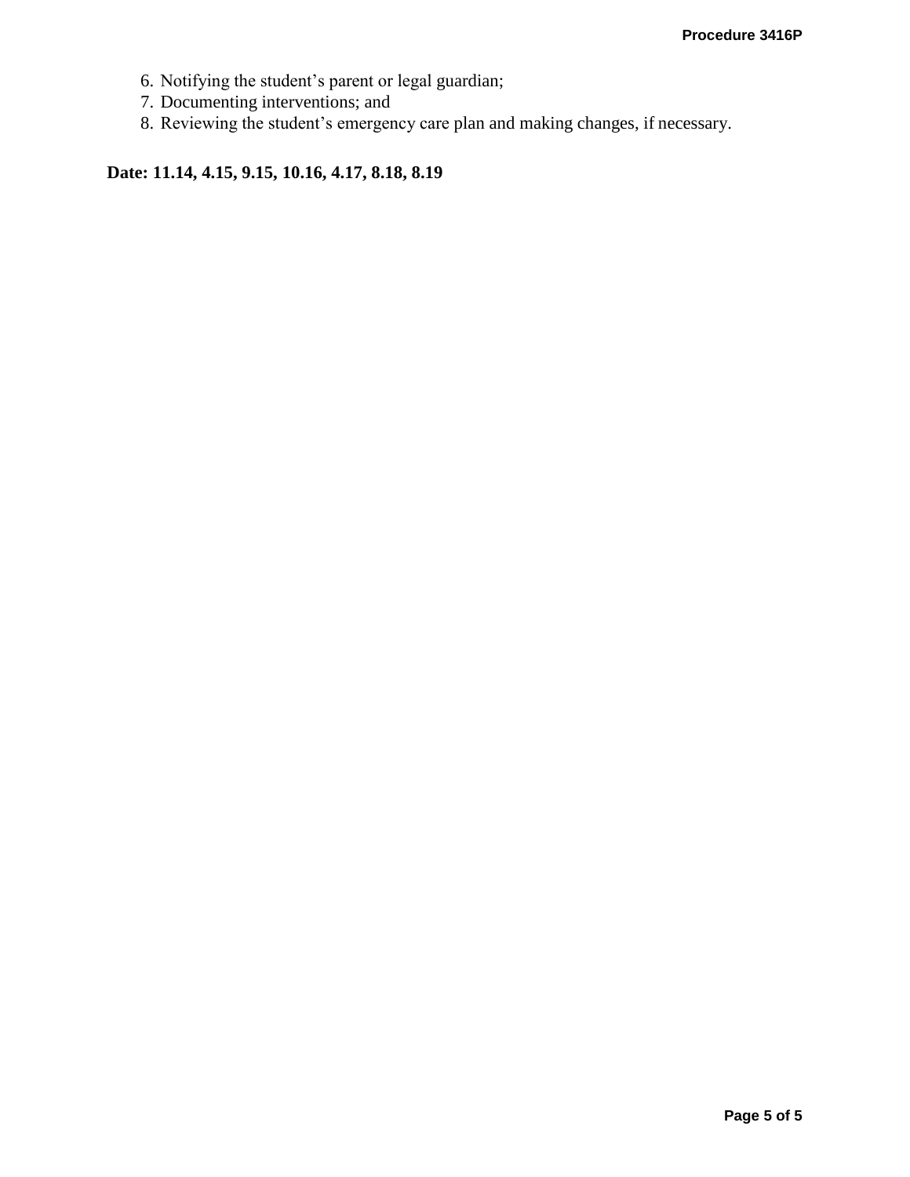6. Notifying the student's parent or legal guardian;
7. Documenting interventions; and
8. Reviewing the student's emergency care plan and making changes, if necessary.

**Date: 11.14, 4.15, 9.15, 10.16, 4.17, 8.18, 8.19**